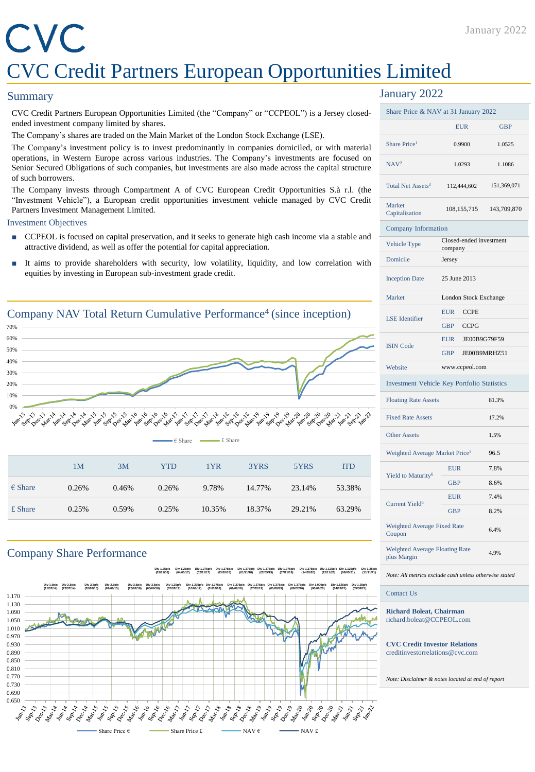# CVC Credit Partners European Opportunities Limited

January 2022

## Summary

CVC Credit Partners European Opportunities Limited (the "Company" or "CCPEOL") is a Jersey closed-ended investment company limited by shares.

The Company's shares are traded on the Main Market of the London Stock Exchange (LSE).

The Company's investment policy is to invest predominantly in companies domiciled, or with material operations, in Western Europe across various industries. The Company's investments are focused on Senior Secured Obligations of such companies, but investments are also made across the capital structure of such borrowers.

The Company invests through Compartment A of CVC European Credit Opportunities S.à r.l. (the "Investment Vehicle"), a European credit opportunities investment vehicle managed by CVC Credit Partners Investment Management Limited.

### Investment Objectives

- CCPEOL is focused on capital preservation, and it seeks to generate high cash income via a stable and attractive dividend, as well as offer the potential for capital appreciation.
- It aims to provide shareholders with security, low volatility, liquidity, and low correlation with equities by investing in European sub-investment grade credit.

## Company NAV Total Return Cumulative Performance[4] (since inception)

|  | 1M | 3M | YTD | 1YR | 3YRS | 5YRS | ITD |
|---|---|---|---|---|---|---|---|
| € Share | 0.26% | 0.46% | 0.26% | 9.78% | 14.77% | 23.14% | 53.38% |
| £ Share | 0.25% | 0.59% | 0.25% | 10.35% | 18.37% | 29.21% | 63.29% |

## Company Share Performance

## January 2022

| Share Price & NAV at 31 January 2022 | EUR | GBP |
|---|---|---|
| Share Price[1] | 0.9900 | 1.0525 |
| NAV[2] | 1.0293 | 1.1086 |
| Total Net Assets[3] | 112,444,602 | 151,369,071 |
| Market Capitalisation | 108,155,715 | 143,709,870 |

| Company Information | | |
|---|---|---|
| Vehicle Type | Closed-ended investment company | |
| Domicile | Jersey | |
| Inception Date | 25 June 2013 | |
| Market | London Stock Exchange | |
| LSE Identifier | EUR | CCPE |
| | GBP | CCPG |
| ISIN Code | EUR | JE00B9G79F59 |
| | GBP | JE00B9MRHZ51 |
| Website | www.ccpeol.com | |

| Investment Vehicle Key Portfolio Statistics | | |
|---|---|---|
| Floating Rate Assets | | 81.3% |
| Fixed Rate Assets | | 17.2% |
| Other Assets | | 1.5% |
| Weighted Average Market Price[5] | | 96.5 |
| Yield to Maturity[6] | EUR | 7.8% |
| | GBP | 8.6% |
| Current Yield[6] | EUR | 7.4% |
| | GBP | 8.2% |
| Weighted Average Fixed Rate Coupon | | 6.4% |
| Weighted Average Floating Rate plus Margin | | 4.9% |

*Note: All metrics exclude cash unless otherwise stated*

### Contact Us

**Richard Boleat, Chairman**
richard.boleat@CCPEOL.com

**CVC Credit Investor Relations**
creditinvestorrelations@cvc.com

*Note: Disclaimer & notes located at end of report*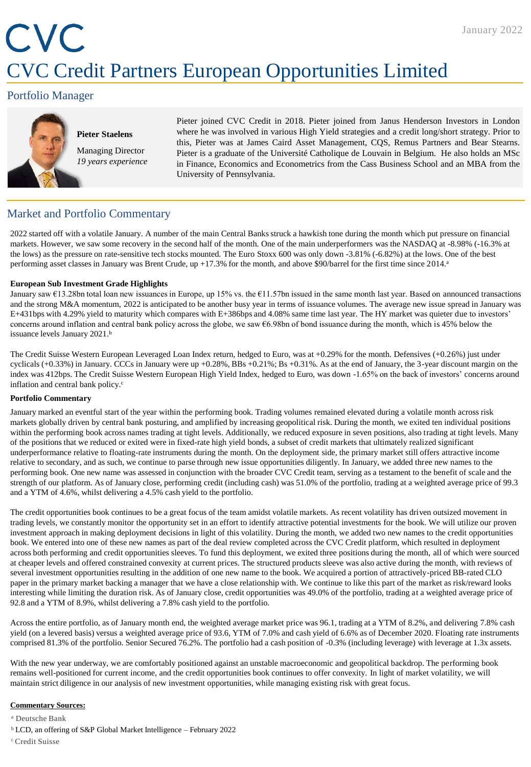# CVC

# CVC Credit Partners European Opportunities Limited

## Portfolio Manager

**Pieter Staelens**

Managing Director
*19 years experience*

Pieter joined CVC Credit in 2018. Pieter joined from Janus Henderson Investors in London where he was involved in various High Yield strategies and a credit long/short strategy. Prior to this, Pieter was at James Caird Asset Management, CQS, Remus Partners and Bear Stearns. Pieter is a graduate of the Université Catholique de Louvain in Belgium. He also holds an MSc in Finance, Economics and Econometrics from the Cass Business School and an MBA from the University of Pennsylvania.

## Market and Portfolio Commentary

2022 started off with a volatile January. A number of the main Central Banks struck a hawkish tone during the month which put pressure on financial markets. However, we saw some recovery in the second half of the month. One of the main underperformers was the NASDAQ at -8.98% (-16.3% at the lows) as the pressure on rate-sensitive tech stocks mounted. The Euro Stoxx 600 was only down -3.81% (-6.82%) at the lows. One of the best performing asset classes in January was Brent Crude, up +17.3% for the month, and above $90/barrel for the first time since 2014.[a]

**European Sub Investment Grade Highlights**

January saw €13.28bn total loan new issuances in Europe, up 15% vs. the €11.57bn issued in the same month last year. Based on announced transactions and the strong M&A momentum, 2022 is anticipated to be another busy year in terms of issuance volumes. The average new issue spread in January was E+431bps with 4.29% yield to maturity which compares with E+386bps and 4.08% same time last year. The HY market was quieter due to investors' concerns around inflation and central bank policy across the globe, we saw €6.98bn of bond issuance during the month, which is 45% below the issuance levels January 2021.[b]

The Credit Suisse Western European Leveraged Loan Index return, hedged to Euro, was at +0.29% for the month. Defensives (+0.26%) just under cyclicals (+0.33%) in January. CCCs in January were up +0.28%, BBs +0.21%; Bs +0.31%. As at the end of January, the 3-year discount margin on the index was 412bps. The Credit Suisse Western European High Yield Index, hedged to Euro, was down -1.65% on the back of investors' concerns around inflation and central bank policy.[c]

**Portfolio Commentary**

January marked an eventful start of the year within the performing book. Trading volumes remained elevated during a volatile month across risk markets globally driven by central bank posturing, and amplified by increasing geopolitical risk. During the month, we exited ten individual positions within the performing book across names trading at tight levels. Additionally, we reduced exposure in seven positions, also trading at tight levels. Many of the positions that we reduced or exited were in fixed-rate high yield bonds, a subset of credit markets that ultimately realized significant underperformance relative to floating-rate instruments during the month. On the deployment side, the primary market still offers attractive income relative to secondary, and as such, we continue to parse through new issue opportunities diligently. In January, we added three new names to the performing book. One new name was assessed in conjunction with the broader CVC Credit team, serving as a testament to the benefit of scale and the strength of our platform. As of January close, performing credit (including cash) was 51.0% of the portfolio, trading at a weighted average price of 99.3 and a YTM of 4.6%, whilst delivering a 4.5% cash yield to the portfolio.

The credit opportunities book continues to be a great focus of the team amidst volatile markets. As recent volatility has driven outsized movement in trading levels, we constantly monitor the opportunity set in an effort to identify attractive potential investments for the book. We will utilize our proven investment approach in making deployment decisions in light of this volatility. During the month, we added two new names to the credit opportunities book. We entered into one of these new names as part of the deal review completed across the CVC Credit platform, which resulted in deployment across both performing and credit opportunities sleeves. To fund this deployment, we exited three positions during the month, all of which were sourced at cheaper levels and offered constrained convexity at current prices. The structured products sleeve was also active during the month, with reviews of several investment opportunities resulting in the addition of one new name to the book. We acquired a portion of attractively-priced BB-rated CLO paper in the primary market backing a manager that we have a close relationship with. We continue to like this part of the market as risk/reward looks interesting while limiting the duration risk. As of January close, credit opportunities was 49.0% of the portfolio, trading at a weighted average price of 92.8 and a YTM of 8.9%, whilst delivering a 7.8% cash yield to the portfolio.

Across the entire portfolio, as of January month end, the weighted average market price was 96.1, trading at a YTM of 8.2%, and delivering 7.8% cash yield (on a levered basis) versus a weighted average price of 93.6, YTM of 7.0% and cash yield of 6.6% as of December 2020. Floating rate instruments comprised 81.3% of the portfolio. Senior Secured 76.2%. The portfolio had a cash position of -0.3% (including leverage) with leverage at 1.3x assets.

With the new year underway, we are comfortably positioned against an unstable macroeconomic and geopolitical backdrop. The performing book remains well-positioned for current income, and the credit opportunities book continues to offer convexity. In light of market volatility, we will maintain strict diligence in our analysis of new investment opportunities, while managing existing risk with great focus.

**Commentary Sources:**

[a] Deutsche Bank

[b] LCD, an offering of S&P Global Market Intelligence – February 2022

[c] Credit Suisse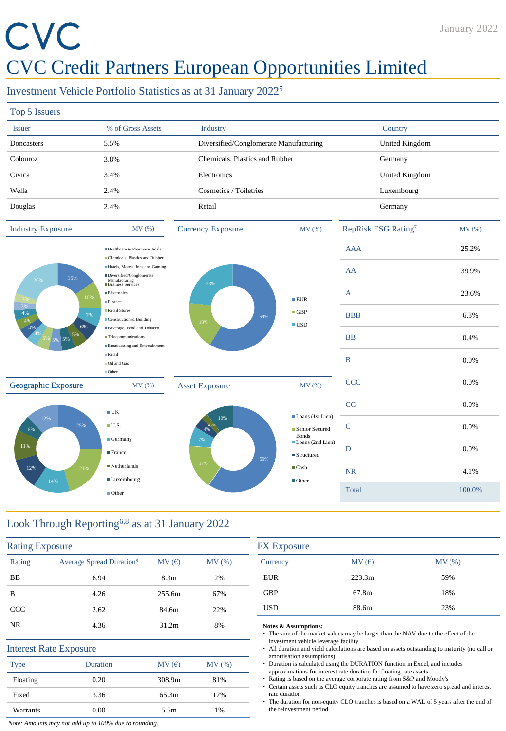CVC

January 2022

# CVC Credit Partners European Opportunities Limited

## Investment Vehicle Portfolio Statistics as at 31 January 2022[5]

### Top 5 Issuers

| Issuer | % of Gross Assets | Industry | Country |
|---|---|---|---|
| Doncasters | 5.5% | Diversified/Conglomerate Manufacturing | United Kingdom |
| Colouroz | 3.8% | Chemicals, Plastics and Rubber | Germany |
| Civica | 3.4% | Electronics | United Kingdom |
| Wella | 2.4% | Cosmetics / Toiletries | Luxembourg |
| Douglas | 2.4% | Retail | Germany |

### Industry Exposure — MV (%)

| Industry | MV (%) |
|---|---|
| Healthcare & Pharmaceuticals | 15% |
| Chemicals, Plastics and Rubber | 10% |
| Hotels, Motels, Inns and Gaming | 7% |
| Diversified/Conglomerate Manufacturing | 6% |
| Business Services | 5% |
| Electronics | 5% |
| Finance | 5% |
| Retail Stores | 5% |
| Construction & Building | 4% |
| Beverage, Food and Tobacco | 4% |
| Telecommunications | 4% |
| Broadcasting and Entertainment | 4% |
| Retail | 3% |
| Oil and Gas | 3% |
| Other | 20% |

### Currency Exposure — MV (%)

| Currency | MV (%) |
|---|---|
| EUR | 59% |
| GBP | 18% |
| USD | 23% |

### RepRisk ESG Rating[7]

| Rating | MV (%) |
|---|---|
| AAA | 25.2% |
| AA | 39.9% |
| A | 23.6% |
| BBB | 6.8% |
| BB | 0.4% |
| B | 0.0% |
| CCC | 0.0% |
| CC | 0.0% |
| C | 0.0% |
| D | 0.0% |
| NR | 4.1% |
| Total | 100.0% |

### Geographic Exposure — MV (%)

| Country | MV (%) |
|---|---|
| UK | 25% |
| U.S. | 21% |
| Germany | 14% |
| France | 12% |
| Netherlands | 11% |
| Luxembourg | 6% |
| Other | 12% |

### Asset Exposure — MV (%)

| Asset | MV (%) |
|---|---|
| Loans (1st Lien) | 59% |
| Senior Secured Bonds | 17% |
| Loans (2nd Lien) | 7% |
| Structured | 4% |
| Cash | 2% |
| Other | 10% |

## Look Through Reporting[6,8] as at 31 January 2022

### Rating Exposure

| Rating | Average Spread Duration[9] | MV (€) | MV (%) |
|---|---|---|---|
| BB | 6.94 | 8.3m | 2% |
| B | 4.26 | 255.6m | 67% |
| CCC | 2.62 | 84.6m | 22% |
| NR | 4.36 | 31.2m | 8% |

### Interest Rate Exposure

| Type | Duration | MV (€) | MV (%) |
|---|---|---|---|
| Floating | 0.20 | 308.9m | 81% |
| Fixed | 3.36 | 65.3m | 17% |
| Warrants | 0.00 | 5.5m | 1% |

*Note: Amounts may not add up to 100% due to rounding.*

### FX Exposure

| Currency | MV (€) | MV (%) |
|---|---|---|
| EUR | 223.3m | 59% |
| GBP | 67.8m | 18% |
| USD | 88.6m | 23% |

**Notes & Assumptions:**

- The sum of the market values may be larger than the NAV due to the effect of the investment vehicle leverage facility
- All duration and yield calculations are based on assets outstanding to maturity (no call or amortisation assumptions)
- Duration is calculated using the DURATION function in Excel, and includes approximations for interest rate duration for floating rate assets
- Rating is based on the average corporate rating from S&P and Moody's
- Certain assets such as CLO equity tranches are assumed to have zero spread and interest rate duration
- The duration for non-equity CLO tranches is based on a WAL of 5 years after the end of the reinvestment period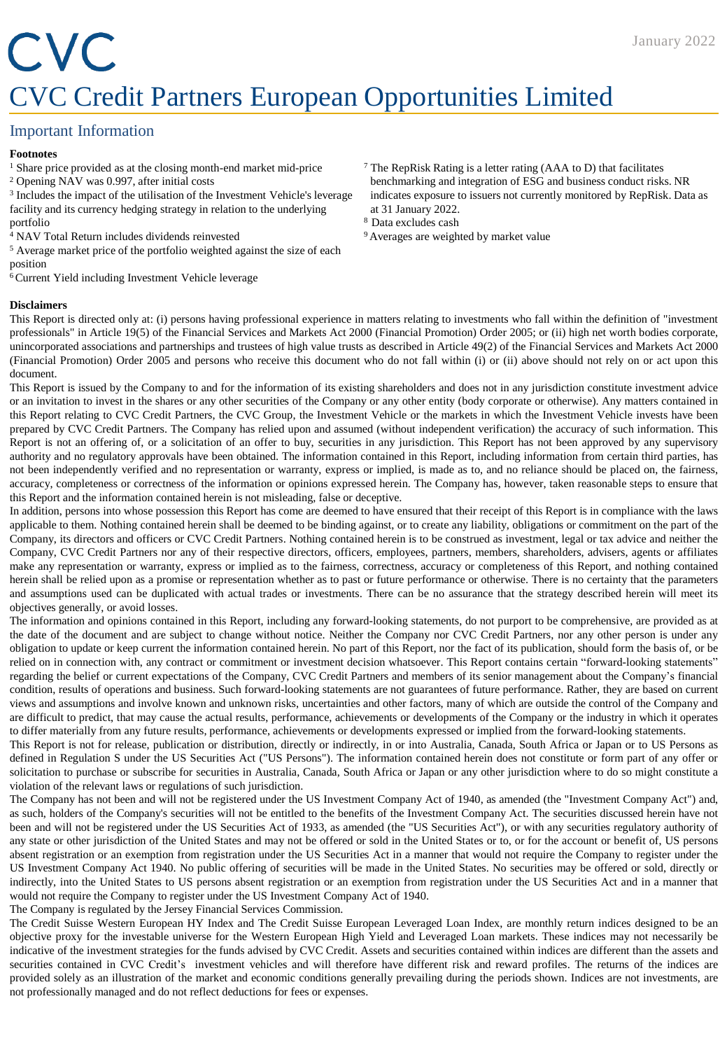CVC

January 2022

# CVC Credit Partners European Opportunities Limited

## Important Information

**Footnotes**

[1] Share price provided as at the closing month-end market mid-price

[2] Opening NAV was 0.997, after initial costs

[3] Includes the impact of the utilisation of the Investment Vehicle's leverage facility and its currency hedging strategy in relation to the underlying portfolio

[4] NAV Total Return includes dividends reinvested

[5] Average market price of the portfolio weighted against the size of each position

[6] Current Yield including Investment Vehicle leverage

[7] The RepRisk Rating is a letter rating (AAA to D) that facilitates benchmarking and integration of ESG and business conduct risks. NR indicates exposure to issuers not currently monitored by RepRisk. Data as at 31 January 2022.

[8] Data excludes cash

[9] Averages are weighted by market value

**Disclaimers**

This Report is directed only at: (i) persons having professional experience in matters relating to investments who fall within the definition of "investment professionals" in Article 19(5) of the Financial Services and Markets Act 2000 (Financial Promotion) Order 2005; or (ii) high net worth bodies corporate, unincorporated associations and partnerships and trustees of high value trusts as described in Article 49(2) of the Financial Services and Markets Act 2000 (Financial Promotion) Order 2005 and persons who receive this document who do not fall within (i) or (ii) above should not rely on or act upon this document.

This Report is issued by the Company to and for the information of its existing shareholders and does not in any jurisdiction constitute investment advice or an invitation to invest in the shares or any other securities of the Company or any other entity (body corporate or otherwise). Any matters contained in this Report relating to CVC Credit Partners, the CVC Group, the Investment Vehicle or the markets in which the Investment Vehicle invests have been prepared by CVC Credit Partners. The Company has relied upon and assumed (without independent verification) the accuracy of such information. This Report is not an offering of, or a solicitation of an offer to buy, securities in any jurisdiction. This Report has not been approved by any supervisory authority and no regulatory approvals have been obtained. The information contained in this Report, including information from certain third parties, has not been independently verified and no representation or warranty, express or implied, is made as to, and no reliance should be placed on, the fairness, accuracy, completeness or correctness of the information or opinions expressed herein. The Company has, however, taken reasonable steps to ensure that this Report and the information contained herein is not misleading, false or deceptive.

In addition, persons into whose possession this Report has come are deemed to have ensured that their receipt of this Report is in compliance with the laws applicable to them. Nothing contained herein shall be deemed to be binding against, or to create any liability, obligations or commitment on the part of the Company, its directors and officers or CVC Credit Partners. Nothing contained herein is to be construed as investment, legal or tax advice and neither the Company, CVC Credit Partners nor any of their respective directors, officers, employees, partners, members, shareholders, advisers, agents or affiliates make any representation or warranty, express or implied as to the fairness, correctness, accuracy or completeness of this Report, and nothing contained herein shall be relied upon as a promise or representation whether as to past or future performance or otherwise. There is no certainty that the parameters and assumptions used can be duplicated with actual trades or investments. There can be no assurance that the strategy described herein will meet its objectives generally, or avoid losses.

The information and opinions contained in this Report, including any forward-looking statements, do not purport to be comprehensive, are provided as at the date of the document and are subject to change without notice. Neither the Company nor CVC Credit Partners, nor any other person is under any obligation to update or keep current the information contained herein. No part of this Report, nor the fact of its publication, should form the basis of, or be relied on in connection with, any contract or commitment or investment decision whatsoever. This Report contains certain "forward-looking statements" regarding the belief or current expectations of the Company, CVC Credit Partners and members of its senior management about the Company's financial condition, results of operations and business. Such forward-looking statements are not guarantees of future performance. Rather, they are based on current views and assumptions and involve known and unknown risks, uncertainties and other factors, many of which are outside the control of the Company and are difficult to predict, that may cause the actual results, performance, achievements or developments of the Company or the industry in which it operates to differ materially from any future results, performance, achievements or developments expressed or implied from the forward-looking statements.

This Report is not for release, publication or distribution, directly or indirectly, in or into Australia, Canada, South Africa or Japan or to US Persons as defined in Regulation S under the US Securities Act ("US Persons"). The information contained herein does not constitute or form part of any offer or solicitation to purchase or subscribe for securities in Australia, Canada, South Africa or Japan or any other jurisdiction where to do so might constitute a violation of the relevant laws or regulations of such jurisdiction.

The Company has not been and will not be registered under the US Investment Company Act of 1940, as amended (the "Investment Company Act") and, as such, holders of the Company's securities will not be entitled to the benefits of the Investment Company Act. The securities discussed herein have not been and will not be registered under the US Securities Act of 1933, as amended (the "US Securities Act"), or with any securities regulatory authority of any state or other jurisdiction of the United States and may not be offered or sold in the United States or to, or for the account or benefit of, US persons absent registration or an exemption from registration under the US Securities Act in a manner that would not require the Company to register under the US Investment Company Act 1940. No public offering of securities will be made in the United States. No securities may be offered or sold, directly or indirectly, into the United States to US persons absent registration or an exemption from registration under the US Securities Act and in a manner that would not require the Company to register under the US Investment Company Act of 1940.

The Company is regulated by the Jersey Financial Services Commission.

The Credit Suisse Western European HY Index and The Credit Suisse European Leveraged Loan Index, are monthly return indices designed to be an objective proxy for the investable universe for the Western European High Yield and Leveraged Loan markets. These indices may not necessarily be indicative of the investment strategies for the funds advised by CVC Credit. Assets and securities contained within indices are different than the assets and securities contained in CVC Credit's investment vehicles and will therefore have different risk and reward profiles. The returns of the indices are provided solely as an illustration of the market and economic conditions generally prevailing during the periods shown. Indices are not investments, are not professionally managed and do not reflect deductions for fees or expenses.